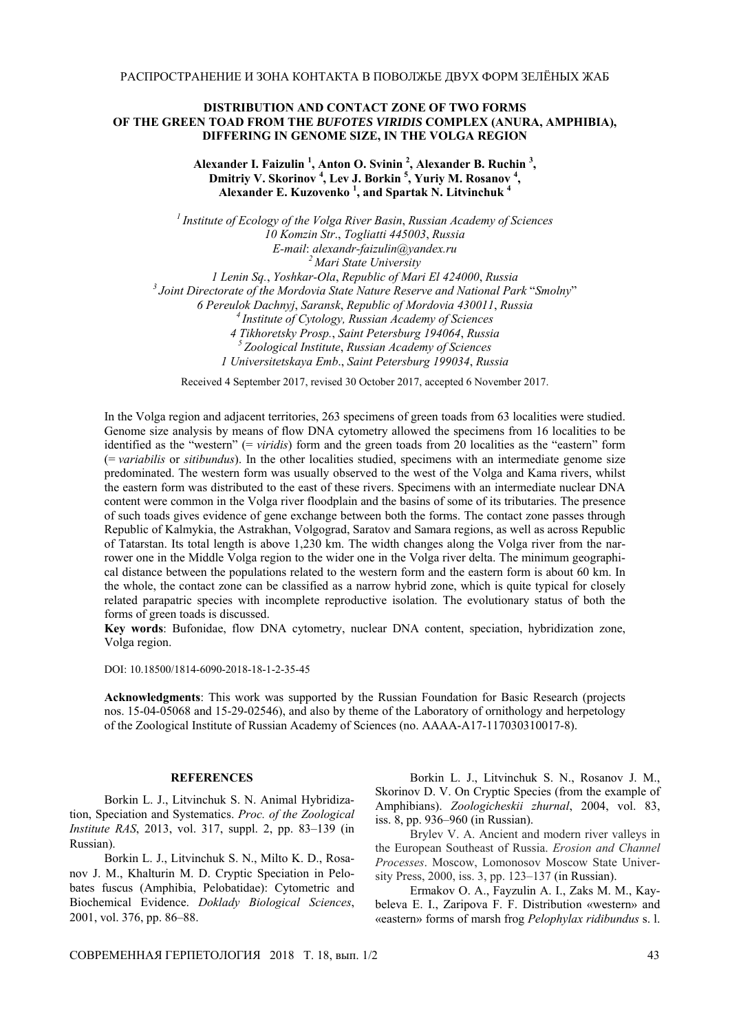РАСПРОСТРАНЕНИЕ И ЗОНА КОНТАКТА В ПОВОЛЖЬЕ ДВУХ ФОРМ ЗЕЛЁНЫХ ЖАБ

# DISTRIBUTION AND CONTACT ZONE OF TWO FORMS OF THE GREEN TOAD FROM THE *BUFOTES VIRIDIS* COMPLEX (ANURA, AMPHIBIA), DIFFERING IN GENOME SIZE, IN THE VOLGA REGION

**Alexander I. Faizulin [1], Anton O. Svinin [2], Alexander B. Ruchin [3], Dmitriy V. Skorinov [4], Lev J. Borkin [5], Yuriy M. Rosanov [4], Alexander E. Kuzovenko [1], and Spartak N. Litvinchuk [4]**

[1] *Institute of Ecology of the Volga River Basin, Russian Academy of Sciences*
*10 Komzin Str., Togliatti 445003, Russia*
*E-mail: alexandr-faizulin@yandex.ru*
[2] *Mari State University*
*1 Lenin Sq., Yoshkar-Ola, Republic of Mari El 424000, Russia*
[3] *Joint Directorate of the Mordovia State Nature Reserve and National Park "Smolny"*
*6 Pereulok Dachnyj, Saransk, Republic of Mordovia 430011, Russia*
[4] *Institute of Cytology, Russian Academy of Sciences*
*4 Tikhoretsky Prosp., Saint Petersburg 194064, Russia*
[5] *Zoological Institute, Russian Academy of Sciences*
*1 Universitetskaya Emb., Saint Petersburg 199034, Russia*

Received 4 September 2017, revised 30 October 2017, accepted 6 November 2017.

In the Volga region and adjacent territories, 263 specimens of green toads from 63 localities were studied. Genome size analysis by means of flow DNA cytometry allowed the specimens from 16 localities to be identified as the "western" (= *viridis*) form and the green toads from 20 localities as the "eastern" form (= *variabilis* or *sitibundus*). In the other localities studied, specimens with an intermediate genome size predominated. The western form was usually observed to the west of the Volga and Kama rivers, whilst the eastern form was distributed to the east of these rivers. Specimens with an intermediate nuclear DNA content were common in the Volga river floodplain and the basins of some of its tributaries. The presence of such toads gives evidence of gene exchange between both the forms. The contact zone passes through Republic of Kalmykia, the Astrakhan, Volgograd, Saratov and Samara regions, as well as across Republic of Tatarstan. Its total length is above 1,230 km. The width changes along the Volga river from the narrower one in the Middle Volga region to the wider one in the Volga river delta. The minimum geographical distance between the populations related to the western form and the eastern form is about 60 km. In the whole, the contact zone can be classified as a narrow hybrid zone, which is quite typical for closely related parapatric species with incomplete reproductive isolation. The evolutionary status of both the forms of green toads is discussed.

**Key words**: Bufonidae, flow DNA cytometry, nuclear DNA content, speciation, hybridization zone, Volga region.

DOI: 10.18500/1814-6090-2018-18-1-2-35-45

**Acknowledgments**: This work was supported by the Russian Foundation for Basic Research (projects nos. 15-04-05068 and 15-29-02546), and also by theme of the Laboratory of ornithology and herpetology of the Zoological Institute of Russian Academy of Sciences (no. AAAA-A17-117030310017-8).

## REFERENCES

Borkin L. J., Litvinchuk S. N. Animal Hybridization, Speciation and Systematics. *Proc. of the Zoological Institute RAS*, 2013, vol. 317, suppl. 2, pp. 83–139 (in Russian).

Borkin L. J., Litvinchuk S. N., Milto K. D., Rosanov J. M., Khalturin M. D. Cryptic Speciation in Pelobates fuscus (Amphibia, Pelobatidae): Cytometric and Biochemical Evidence. *Doklady Biological Sciences*, 2001, vol. 376, pp. 86–88.

Borkin L. J., Litvinchuk S. N., Rosanov J. M., Skorinov D. V. On Cryptic Species (from the example of Amphibians). *Zoologicheskii zhurnal*, 2004, vol. 83, iss. 8, pp. 936–960 (in Russian).

Brylev V. A. Ancient and modern river valleys in the European Southeast of Russia. *Erosion and Channel Processes*. Moscow, Lomonosov Moscow State University Press, 2000, iss. 3, pp. 123–137 (in Russian).

Ermakov O. A., Fayzulin A. I., Zaks M. M., Kaybeleva E. I., Zaripova F. F. Distribution «western» and «eastern» forms of marsh frog *Pelophylax ridibundus* s. l.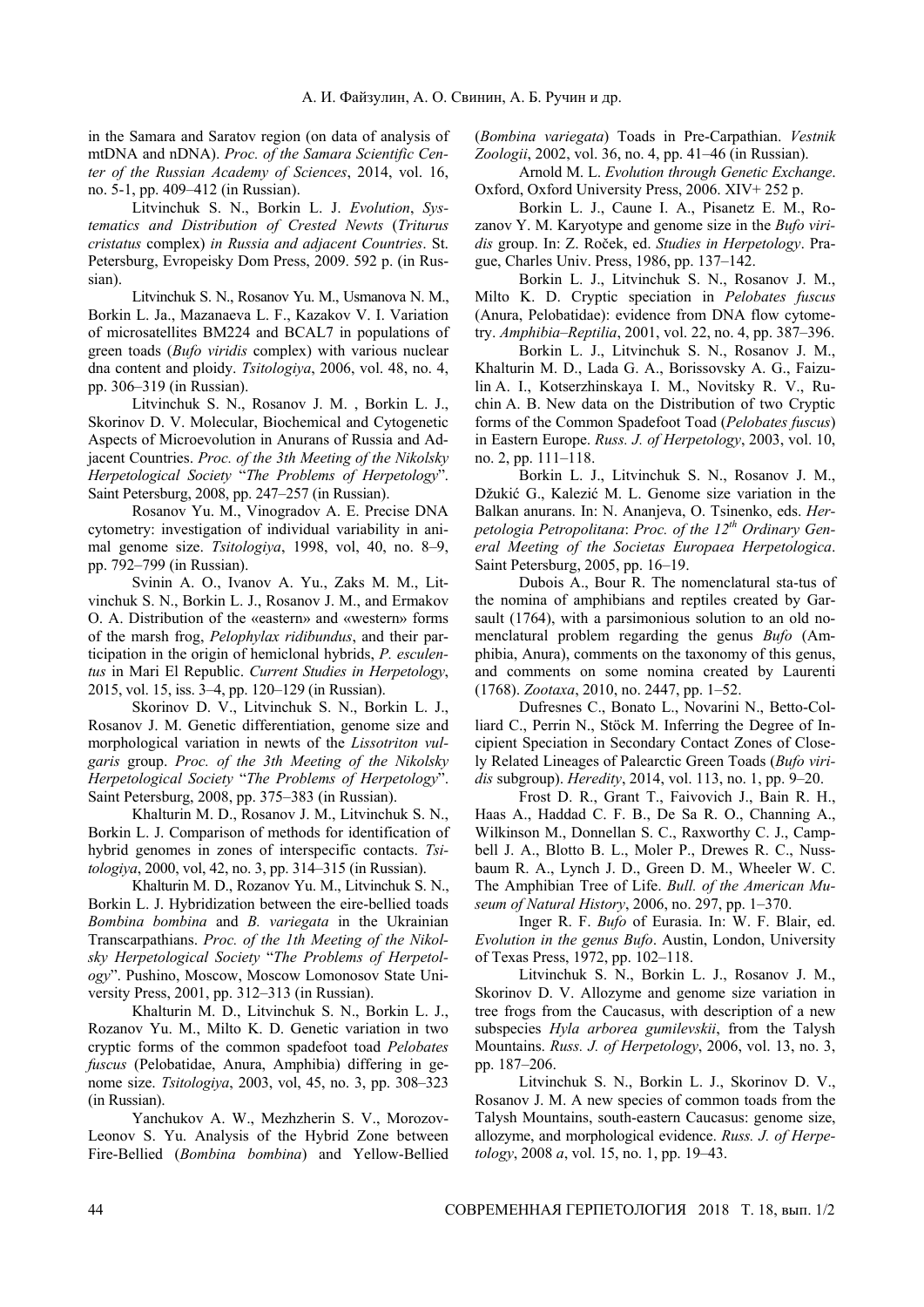in the Samara and Saratov region (on data of analysis of mtDNA and nDNA). *Proc. of the Samara Scientific Center of the Russian Academy of Sciences*, 2014, vol. 16, no. 5-1, pp. 409–412 (in Russian).

Litvinchuk S. N., Borkin L. J. *Evolution*, *Systematics and Distribution of Crested Newts* (*Triturus cristatus* complex) *in Russia and adjacent Countries*. St. Petersburg, Evropeisky Dom Press, 2009. 592 p. (in Russian).

Litvinchuk S. N., Rosanov Yu. M., Usmanova N. M., Borkin L. Ja., Mazanaeva L. F., Kazakov V. I. Variation of microsatellites BM224 and BCAL7 in populations of green toads (*Bufo viridis* complex) with various nuclear dna content and ploidy. *Tsitologiya*, 2006, vol. 48, no. 4, pp. 306–319 (in Russian).

Litvinchuk S. N., Rosanov J. M. , Borkin L. J., Skorinov D. V. Molecular, Biochemical and Cytogenetic Aspects of Microevolution in Anurans of Russia and Adjacent Countries. *Proc. of the 3th Meeting of the Nikolsky Herpetological Society* "*The Problems of Herpetology*". Saint Petersburg, 2008, pp. 247–257 (in Russian).

Rosanov Yu. M., Vinogradov A. E. Precise DNA cytometry: investigation of individual variability in animal genome size. *Tsitologiya*, 1998, vol, 40, no. 8–9, pp. 792–799 (in Russian).

Svinin A. O., Ivanov A. Yu., Zaks M. M., Litvinchuk S. N., Borkin L. J., Rosanov J. M., and Ermakov O. A. Distribution of the «eastern» and «western» forms of the marsh frog, *Pelophylax ridibundus*, and their participation in the origin of hemiclonal hybrids, *P. esculentus* in Mari El Republic. *Current Studies in Herpetology*, 2015, vol. 15, iss. 3–4, pp. 120–129 (in Russian).

Skorinov D. V., Litvinchuk S. N., Borkin L. J., Rosanov J. M. Genetic differentiation, genome size and morphological variation in newts of the *Lissotriton vulgaris* group. *Proc. of the 3th Meeting of the Nikolsky Herpetological Society* "*The Problems of Herpetology*". Saint Petersburg, 2008, pp. 375–383 (in Russian).

Khalturin M. D., Rosanov J. M., Litvinchuk S. N., Borkin L. J. Comparison of methods for identification of hybrid genomes in zones of interspecific contacts. *Tsitologiya*, 2000, vol, 42, no. 3, pp. 314–315 (in Russian).

Khalturin M. D., Rozanov Yu. M., Litvinchuk S. N., Borkin L. J. Hybridization between the eire-bellied toads *Bombina bombina* and *B. variegata* in the Ukrainian Transcarpathians. *Proc. of the 1th Meeting of the Nikolsky Herpetological Society* "*The Problems of Herpetology*". Pushino, Moscow, Moscow Lomonosov State University Press, 2001, pp. 312–313 (in Russian).

Khalturin M. D., Litvinchuk S. N., Borkin L. J., Rozanov Yu. M., Milto K. D. Genetic variation in two cryptic forms of the common spadefoot toad *Pelobates fuscus* (Pelobatidae, Anura, Amphibia) differing in genome size. *Tsitologiya*, 2003, vol, 45, no. 3, pp. 308–323 (in Russian).

Yanchukov A. W., Mezhzherin S. V., Morozov-Leonov S. Yu. Analysis of the Hybrid Zone between Fire-Bellied (*Bombina bombina*) and Yellow-Bellied (*Bombina variegata*) Toads in Pre-Carpathian. *Vestnik Zoologii*, 2002, vol. 36, no. 4, pp. 41–46 (in Russian).

Arnold M. L. *Evolution through Genetic Exchange*. Oxford, Oxford University Press, 2006. XIV+ 252 p.

Borkin L. J., Caune I. A., Pisanetz E. M., Rozanov Y. M. Karyotype and genome size in the *Bufo viridis* group. In: Z. Roček, ed. *Studies in Herpetology*. Prague, Charles Univ. Press, 1986, pp. 137–142.

Borkin L. J., Litvinchuk S. N., Rosanov J. M., Milto K. D. Cryptic speciation in *Pelobates fuscus* (Anura, Pelobatidae): evidence from DNA flow cytometry. *Amphibia–Reptilia*, 2001, vol. 22, no. 4, pp. 387–396.

Borkin L. J., Litvinchuk S. N., Rosanov J. M., Khalturin M. D., Lada G. A., Borissovsky A. G., Faizulin A. I., Kotserzhinskaya I. M., Novitsky R. V., Ruchin A. B. New data on the Distribution of two Cryptic forms of the Common Spadefoot Toad (*Pelobates fuscus*) in Eastern Europe. *Russ. J. of Herpetology*, 2003, vol. 10, no. 2, pp. 111–118.

Borkin L. J., Litvinchuk S. N., Rosanov J. M., Džukić G., Kalezić M. L. Genome size variation in the Balkan anurans. In: N. Ananjeva, O. Tsinenko, eds. *Herpetologia Petropolitana*: *Proc. of the 12th Ordinary General Meeting of the Societas Europaea Herpetologica*. Saint Petersburg, 2005, pp. 16–19.

Dubois A., Bour R. The nomenclatural sta-tus of the nomina of amphibians and reptiles created by Garsault (1764), with a parsimonious solution to an old nomenclatural problem regarding the genus *Bufo* (Amphibia, Anura), comments on the taxonomy of this genus, and comments on some nomina created by Laurenti (1768). *Zootaxa*, 2010, no. 2447, pp. 1–52.

Dufresnes C., Bonato L., Novarini N., Betto-Colliard C., Perrin N., Stöck M. Inferring the Degree of Incipient Speciation in Secondary Contact Zones of Closely Related Lineages of Palearctic Green Toads (*Bufo viridis* subgroup). *Heredity*, 2014, vol. 113, no. 1, pp. 9–20.

Frost D. R., Grant T., Faivovich J., Bain R. H., Haas A., Haddad C. F. B., De Sa R. O., Channing A., Wilkinson M., Donnellan S. C., Raxworthy C. J., Campbell J. A., Blotto B. L., Moler P., Drewes R. C., Nussbaum R. A., Lynch J. D., Green D. M., Wheeler W. C. The Amphibian Tree of Life. *Bull. of the American Museum of Natural History*, 2006, no. 297, pp. 1–370.

Inger R. F. *Bufo* of Eurasia. In: W. F. Blair, ed. *Evolution in the genus Bufo*. Austin, London, University of Texas Press, 1972, pp. 102–118.

Litvinchuk S. N., Borkin L. J., Rosanov J. M., Skorinov D. V. Allozyme and genome size variation in tree frogs from the Caucasus, with description of a new subspecies *Hyla arborea gumilevskii*, from the Talysh Mountains. *Russ. J. of Herpetology*, 2006, vol. 13, no. 3, pp. 187–206.

Litvinchuk S. N., Borkin L. J., Skorinov D. V., Rosanov J. M. A new species of common toads from the Talysh Mountains, south-eastern Caucasus: genome size, allozyme, and morphological evidence. *Russ. J. of Herpetology*, 2008 *a*, vol. 15, no. 1, pp. 19–43.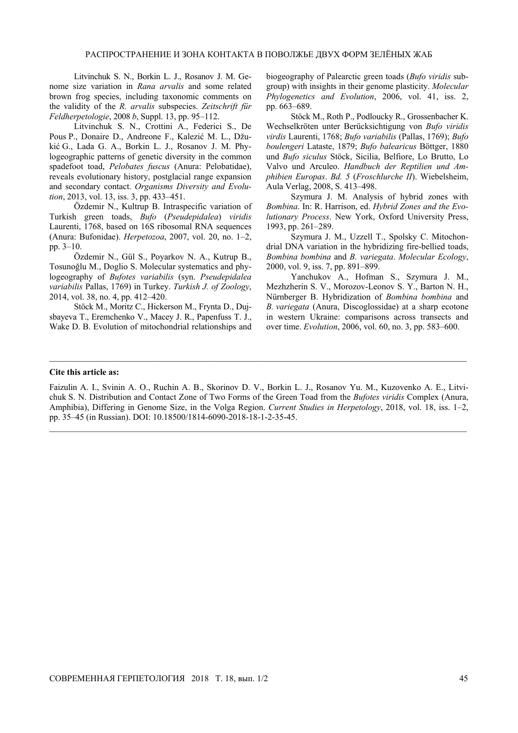Litvinchuk S. N., Borkin L. J., Rosanov J. M. Genome size variation in *Rana arvalis* and some related brown frog species, including taxonomic comments on the validity of the *R. arvalis* subspecies. *Zeitschrift für Feldherpetologie*, 2008 *b*, Suppl. 13, pp. 95–112.

Litvinchuk S. N., Crottini A., Federici S., De Pous P., Donaire D., Andreone F., Kalezić M. L., Džukić G., Lada G. A., Borkin L. J., Rosanov J. M. Phylogeographic patterns of genetic diversity in the common spadefoot toad, *Pelobates fuscus* (Anura: Pelobatidae), reveals evolutionary history, postglacial range expansion and secondary contact. *Organisms Diversity and Evolution*, 2013, vol. 13, iss. 3, pp. 433–451.

Özdemir N., Kultrup B. Intraspecific variation of Turkish green toads, *Bufo* (*Pseudepidalea*) *viridis* Laurenti, 1768, based on 16S ribosomal RNA sequences (Anura: Bufonidae). *Herpetozoa*, 2007, vol. 20, no. 1–2, pp. 3–10.

Özdemir N., Gül S., Poyarkov N. A., Kutrup B., Tosunoğlu M., Doglio S. Molecular systematics and phylogeography of *Bufotes variabilis* (syn. *Pseudepidalea variabilis* Pallas, 1769) in Turkey. *Turkish J. of Zoology*, 2014, vol. 38, no. 4, pp. 412–420.

Stöck M., Moritz C., Hickerson M., Frynta D., Dujsbayeva T., Eremchenko V., Macey J. R., Papenfuss T. J., Wake D. B. Evolution of mitochondrial relationships and biogeography of Palearctic green toads (*Bufo viridis* subgroup) with insights in their genome plasticity. *Molecular Phylogenetics and Evolution*, 2006, vol. 41, iss. 2, pp. 663–689.

Stöck M., Roth P., Podloucky R., Grossenbacher K. Wechselkröten unter Berücksichtigung von *Bufo viridis virdis* Laurenti, 1768; *Bufo variabilis* (Pallas, 1769); *Bufo boulengeri* Lataste, 1879; *Bufo balearicus* Böttger, 1880 und *Bufo siculus* Stöck, Sicilia, Belfiore, Lo Brutto, Lo Valvo und Arculeo. *Handbuch der Reptilien und Amphibien Europas*. *Bd. 5* (*Froschlurche II*). Wiebelsheim, Aula Verlag, 2008, S. 413–498.

Szymura J. M. Analysis of hybrid zones with *Bombina*. In: R. Harrison, ed. *Hybrid Zones and the Evolutionary Process*. New York, Oxford University Press, 1993, pp. 261–289.

Szymura J. M., Uzzell T., Spolsky C. Mitochondrial DNA variation in the hybridizing fire-bellied toads, *Bombina bombina* and *B. variegata*. *Molecular Ecology*, 2000, vol. 9, iss. 7, pp. 891–899.

Yanchukov A., Hofman S., Szymura J. M., Mezhzherin S. V., Morozov-Leonov S. Y., Barton N. H., Nürnberger B. Hybridization of *Bombina bombina* and *B. variegata* (Anura, Discoglossidae) at a sharp ecotone in western Ukraine: comparisons across transects and over time. *Evolution*, 2006, vol. 60, no. 3, pp. 583–600.

---

**Cite this article as:**

Faizulin A. I., Svinin A. O., Ruchin A. B., Skorinov D. V., Borkin L. J., Rosanov Yu. M., Kuzovenko A. E., Litvichuk S. N. Distribution and Contact Zone of Two Forms of the Green Toad from the *Bufotes viridis* Complex (Anura, Amphibia), Differing in Genome Size, in the Volga Region. *Current Studies in Herpetology*, 2018, vol. 18, iss. 1–2, pp. 35–45 (in Russian). DOI: 10.18500/1814-6090-2018-18-1-2-35-45.

---